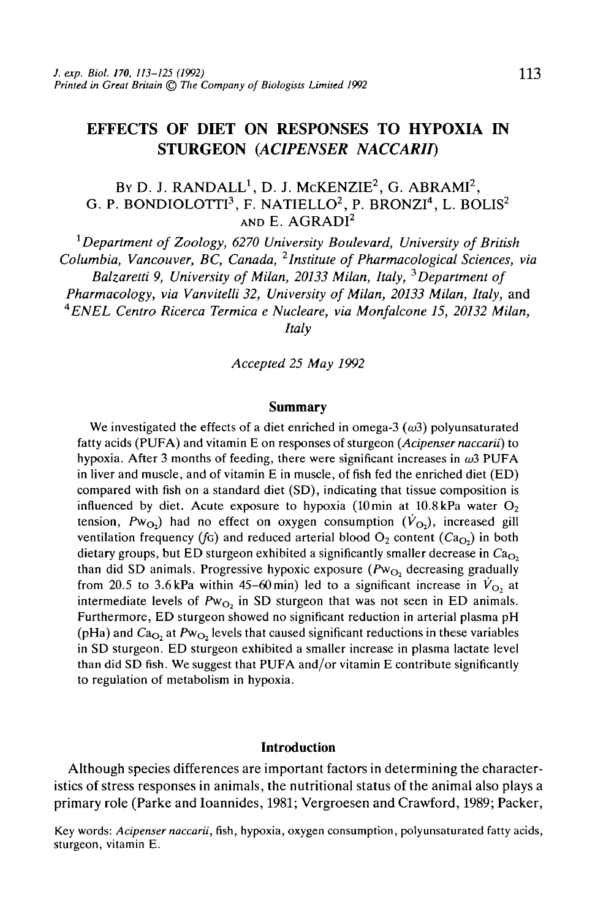# EFFECTS OF DIET ON RESPONSES TO HYPOXIA IN STURGEON (*ACIPENSER NACCARII*)

By D. J. RANDALL[1], D. J. McKENZIE[2], G. ABRAMI[2], G. P. BONDIOLOTTI[3], F. NATIELLO[2], P. BRONZI[4], L. BOLIS[2] AND E. AGRADI[2]

[1]*Department of Zoology, 6270 University Boulevard, University of British Columbia, Vancouver, BC, Canada,* [2]*Institute of Pharmacological Sciences, via Balzaretti 9, University of Milan, 20133 Milan, Italy,* [3]*Department of Pharmacology, via Vanvitelli 32, University of Milan, 20133 Milan, Italy,* and [4]*ENEL Centro Ricerca Termica e Nucleare, via Monfalcone 15, 20132 Milan, Italy*

*Accepted 25 May 1992*

## Summary

We investigated the effects of a diet enriched in omega-3 ($\omega 3$) polyunsaturated fatty acids (PUFA) and vitamin E on responses of sturgeon (*Acipenser naccarii*) to hypoxia. After 3 months of feeding, there were significant increases in $\omega 3$ PUFA in liver and muscle, and of vitamin E in muscle, of fish fed the enriched diet (ED) compared with fish on a standard diet (SD), indicating that tissue composition is influenced by diet. Acute exposure to hypoxia (10 min at 10.8 kPa water $O_2$ tension, $Pw_{O_2}$) had no effect on oxygen consumption ($\dot{V}_{O_2}$), increased gill ventilation frequency ($f_G$) and reduced arterial blood $O_2$ content ($Ca_{O_2}$) in both dietary groups, but ED sturgeon exhibited a significantly smaller decrease in $Ca_{O_2}$ than did SD animals. Progressive hypoxic exposure ($Pw_{O_2}$ decreasing gradually from 20.5 to 3.6 kPa within 45–60 min) led to a significant increase in $\dot{V}_{O_2}$ at intermediate levels of $Pw_{O_2}$ in SD sturgeon that was not seen in ED animals. Furthermore, ED sturgeon showed no significant reduction in arterial plasma pH (pHa) and $Ca_{O_2}$ at $Pw_{O_2}$ levels that caused significant reductions in these variables in SD sturgeon. ED sturgeon exhibited a smaller increase in plasma lactate level than did SD fish. We suggest that PUFA and/or vitamin E contribute significantly to regulation of metabolism in hypoxia.

## Introduction

Although species differences are important factors in determining the characteristics of stress responses in animals, the nutritional status of the animal also plays a primary role (Parke and Ioannides, 1981; Vergroesen and Crawford, 1989; Packer,

Key words: *Acipenser naccarii*, fish, hypoxia, oxygen consumption, polyunsaturated fatty acids, sturgeon, vitamin E.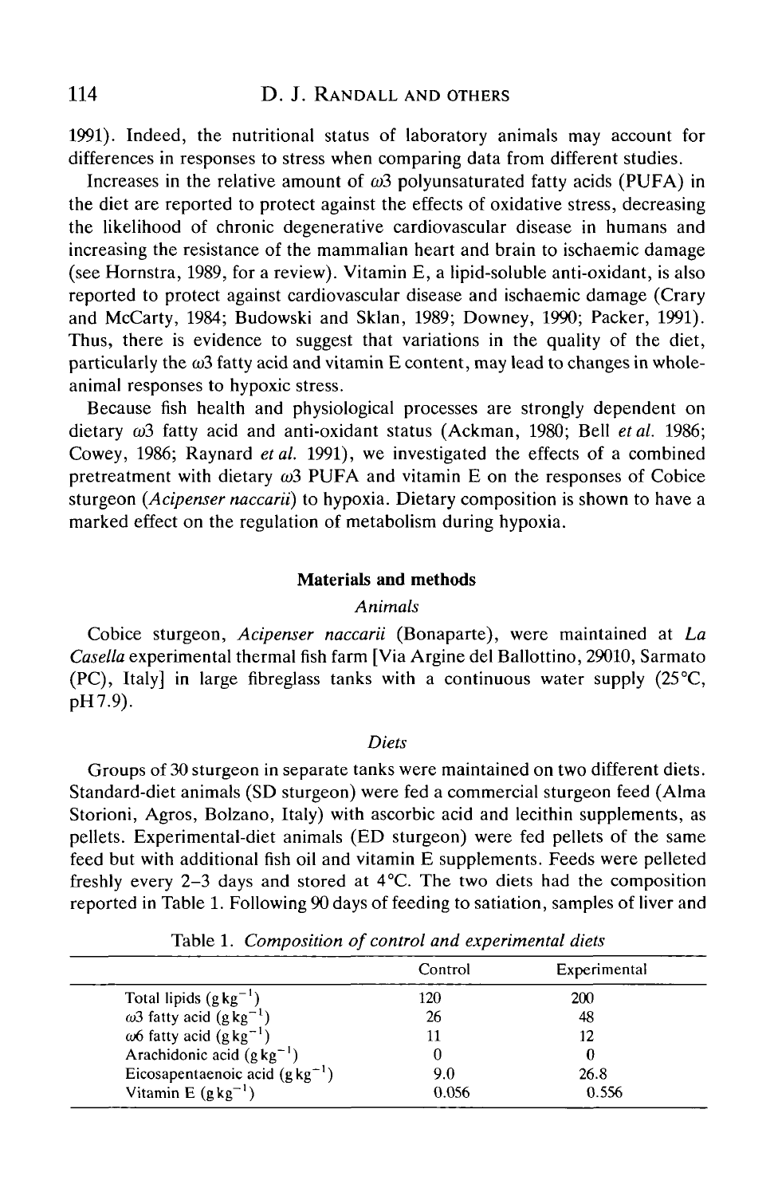1991). Indeed, the nutritional status of laboratory animals may account for differences in responses to stress when comparing data from different studies.

Increases in the relative amount of $\omega 3$ polyunsaturated fatty acids (PUFA) in the diet are reported to protect against the effects of oxidative stress, decreasing the likelihood of chronic degenerative cardiovascular disease in humans and increasing the resistance of the mammalian heart and brain to ischaemic damage (see Hornstra, 1989, for a review). Vitamin E, a lipid-soluble anti-oxidant, is also reported to protect against cardiovascular disease and ischaemic damage (Crary and McCarty, 1984; Budowski and Sklan, 1989; Downey, 1990; Packer, 1991). Thus, there is evidence to suggest that variations in the quality of the diet, particularly the $\omega 3$ fatty acid and vitamin E content, may lead to changes in whole-animal responses to hypoxic stress.

Because fish health and physiological processes are strongly dependent on dietary $\omega 3$ fatty acid and anti-oxidant status (Ackman, 1980; Bell *et al.* 1986; Cowey, 1986; Raynard *et al.* 1991), we investigated the effects of a combined pretreatment with dietary $\omega 3$ PUFA and vitamin E on the responses of Cobice sturgeon (*Acipenser naccarii*) to hypoxia. Dietary composition is shown to have a marked effect on the regulation of metabolism during hypoxia.

## Materials and methods

### *Animals*

Cobice sturgeon, *Acipenser naccarii* (Bonaparte), were maintained at *La Casella* experimental thermal fish farm [Via Argine del Ballottino, 29010, Sarmato (PC), Italy] in large fibreglass tanks with a continuous water supply (25°C, pH 7.9).

### *Diets*

Groups of 30 sturgeon in separate tanks were maintained on two different diets. Standard-diet animals (SD sturgeon) were fed a commercial sturgeon feed (Alma Storioni, Agros, Bolzano, Italy) with ascorbic acid and lecithin supplements, as pellets. Experimental-diet animals (ED sturgeon) were fed pellets of the same feed but with additional fish oil and vitamin E supplements. Feeds were pelleted freshly every 2–3 days and stored at 4°C. The two diets had the composition reported in Table 1. Following 90 days of feeding to satiation, samples of liver and

Table 1. *Composition of control and experimental diets*

| | Control | Experimental |
|---|---|---|
| Total lipids ($g\,kg^{-1}$) | 120 | 200 |
| $\omega 3$ fatty acid ($g\,kg^{-1}$) | 26 | 48 |
| $\omega 6$ fatty acid ($g\,kg^{-1}$) | 11 | 12 |
| Arachidonic acid ($g\,kg^{-1}$) | 0 | 0 |
| Eicosapentaenoic acid ($g\,kg^{-1}$) | 9.0 | 26.8 |
| Vitamin E ($g\,kg^{-1}$) | 0.056 | 0.556 |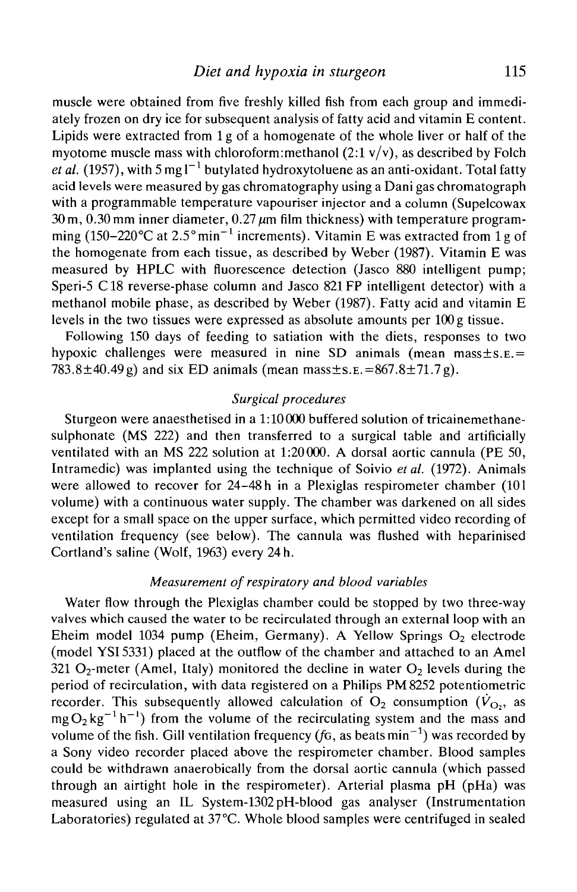muscle were obtained from five freshly killed fish from each group and immediately frozen on dry ice for subsequent analysis of fatty acid and vitamin E content. Lipids were extracted from 1 g of a homogenate of the whole liver or half of the myotome muscle mass with chloroform:methanol (2:1 v/v), as described by Folch *et al.* (1957), with $5\,mg\,l^{-1}$ butylated hydroxytoluene as an anti-oxidant. Total fatty acid levels were measured by gas chromatography using a Dani gas chromatograph with a programmable temperature vapouriser injector and a column (Supelcowax 30 m, 0.30 mm inner diameter, $0.27\,\mu m$ film thickness) with temperature programming (150–220°C at $2.5°\,min^{-1}$ increments). Vitamin E was extracted from 1 g of the homogenate from each tissue, as described by Weber (1987). Vitamin E was measured by HPLC with fluorescence detection (Jasco 880 intelligent pump; Speri-5 C18 reverse-phase column and Jasco 821 FP intelligent detector) with a methanol mobile phase, as described by Weber (1987). Fatty acid and vitamin E levels in the two tissues were expressed as absolute amounts per 100 g tissue.

Following 150 days of feeding to satiation with the diets, responses to two hypoxic challenges were measured in nine SD animals (mean mass±S.E.= 783.8±40.49 g) and six ED animals (mean mass±S.E.=867.8±71.7 g).

### *Surgical procedures*

Sturgeon were anaesthetised in a 1:10 000 buffered solution of tricainemethane-sulphonate (MS 222) and then transferred to a surgical table and artificially ventilated with an MS 222 solution at 1:20 000. A dorsal aortic cannula (PE 50, Intramedic) was implanted using the technique of Soivio *et al.* (1972). Animals were allowed to recover for 24–48 h in a Plexiglas respirometer chamber (10 l volume) with a continuous water supply. The chamber was darkened on all sides except for a small space on the upper surface, which permitted video recording of ventilation frequency (see below). The cannula was flushed with heparinised Cortland's saline (Wolf, 1963) every 24 h.

### *Measurement of respiratory and blood variables*

Water flow through the Plexiglas chamber could be stopped by two three-way valves which caused the water to be recirculated through an external loop with an Eheim model 1034 pump (Eheim, Germany). A Yellow Springs $O_2$ electrode (model YSI 5331) placed at the outflow of the chamber and attached to an Amel 321 $O_2$-meter (Amel, Italy) monitored the decline in water $O_2$ levels during the period of recirculation, with data registered on a Philips PM 8252 potentiometric recorder. This subsequently allowed calculation of $O_2$ consumption ($\dot{V}_{O_2}$, as $mg\,O_2\,kg^{-1}\,h^{-1}$) from the volume of the recirculating system and the mass and volume of the fish. Gill ventilation frequency ($f_G$, as $beats\,min^{-1}$) was recorded by a Sony video recorder placed above the respirometer chamber. Blood samples could be withdrawn anaerobically from the dorsal aortic cannula (which passed through an airtight hole in the respirometer). Arterial plasma pH (pHa) was measured using an IL System-1302 pH-blood gas analyser (Instrumentation Laboratories) regulated at 37°C. Whole blood samples were centrifuged in sealed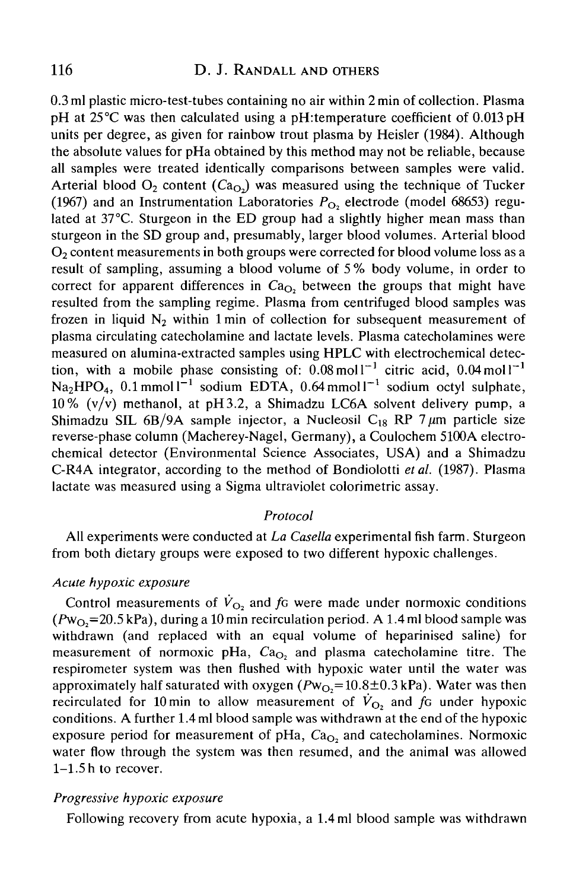0.3 ml plastic micro-test-tubes containing no air within 2 min of collection. Plasma pH at 25°C was then calculated using a pH:temperature coefficient of 0.013 pH units per degree, as given for rainbow trout plasma by Heisler (1984). Although the absolute values for pHa obtained by this method may not be reliable, because all samples were treated identically comparisons between samples were valid. Arterial blood $O_2$ content ($Ca_{O_2}$) was measured using the technique of Tucker (1967) and an Instrumentation Laboratories $P_{O_2}$ electrode (model 68653) regulated at 37°C. Sturgeon in the ED group had a slightly higher mean mass than sturgeon in the SD group and, presumably, larger blood volumes. Arterial blood $O_2$ content measurements in both groups were corrected for blood volume loss as a result of sampling, assuming a blood volume of 5% body volume, in order to correct for apparent differences in $Ca_{O_2}$ between the groups that might have resulted from the sampling regime. Plasma from centrifuged blood samples was frozen in liquid $N_2$ within 1 min of collection for subsequent measurement of plasma circulating catecholamine and lactate levels. Plasma catecholamines were measured on alumina-extracted samples using HPLC with electrochemical detection, with a mobile phase consisting of: $0.08\,mol\,l^{-1}$ citric acid, $0.04\,mol\,l^{-1}$ $Na_2HPO_4$, $0.1\,mmol\,l^{-1}$ sodium EDTA, $0.64\,mmol\,l^{-1}$ sodium octyl sulphate, 10% (v/v) methanol, at pH 3.2, a Shimadzu LC6A solvent delivery pump, a Shimadzu SIL 6B/9A sample injector, a Nucleosil $C_{18}$ RP 7 $\mu$m particle size reverse-phase column (Macherey-Nagel, Germany), a Coulochem 5100A electrochemical detector (Environmental Science Associates, USA) and a Shimadzu C-R4A integrator, according to the method of Bondiolotti *et al.* (1987). Plasma lactate was measured using a Sigma ultraviolet colorimetric assay.

### *Protocol*

All experiments were conducted at *La Casella* experimental fish farm. Sturgeon from both dietary groups were exposed to two different hypoxic challenges.

#### *Acute hypoxic exposure*

Control measurements of $\dot{V}_{O_2}$ and $f_G$ were made under normoxic conditions ($Pw_{O_2}$=20.5 kPa), during a 10 min recirculation period. A 1.4 ml blood sample was withdrawn (and replaced with an equal volume of heparinised saline) for measurement of normoxic pHa, $Ca_{O_2}$ and plasma catecholamine titre. The respirometer system was then flushed with hypoxic water until the water was approximately half saturated with oxygen ($Pw_{O_2}$=10.8±0.3 kPa). Water was then recirculated for 10 min to allow measurement of $\dot{V}_{O_2}$ and $f_G$ under hypoxic conditions. A further 1.4 ml blood sample was withdrawn at the end of the hypoxic exposure period for measurement of pHa, $Ca_{O_2}$ and catecholamines. Normoxic water flow through the system was then resumed, and the animal was allowed 1–1.5 h to recover.

#### *Progressive hypoxic exposure*

Following recovery from acute hypoxia, a 1.4 ml blood sample was withdrawn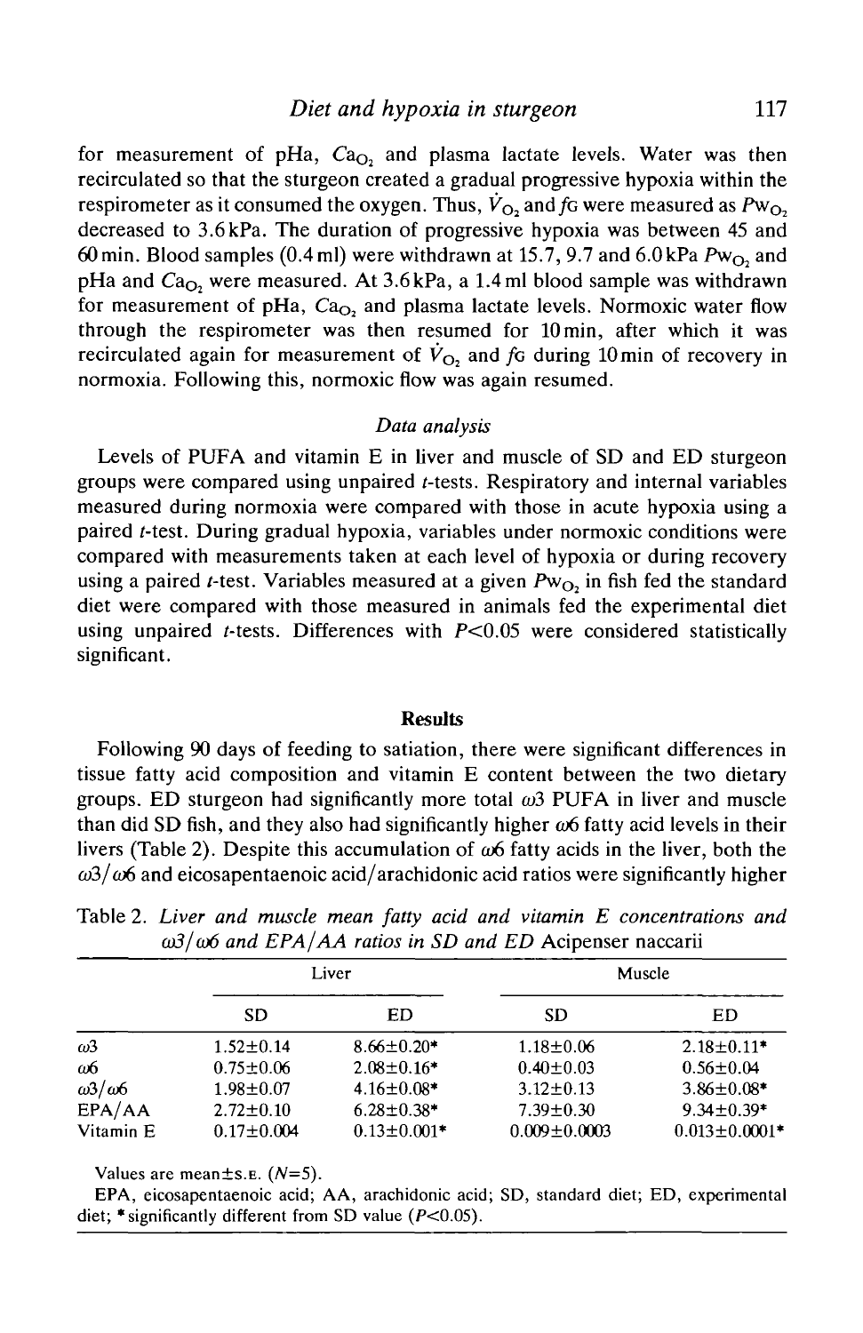for measurement of pHa, $Ca_{O_2}$ and plasma lactate levels. Water was then recirculated so that the sturgeon created a gradual progressive hypoxia within the respirometer as it consumed the oxygen. Thus, $\dot{V}_{O_2}$ and *f*G were measured as $Pw_{O_2}$ decreased to 3.6 kPa. The duration of progressive hypoxia was between 45 and 60 min. Blood samples (0.4 ml) were withdrawn at 15.7, 9.7 and 6.0 kPa $Pw_{O_2}$ and pHa and $Ca_{O_2}$ were measured. At 3.6 kPa, a 1.4 ml blood sample was withdrawn for measurement of pHa, $Ca_{O_2}$ and plasma lactate levels. Normoxic water flow through the respirometer was then resumed for 10 min, after which it was recirculated again for measurement of $\dot{V}_{O_2}$ and *f*G during 10 min of recovery in normoxia. Following this, normoxic flow was again resumed.

### *Data analysis*

Levels of PUFA and vitamin E in liver and muscle of SD and ED sturgeon groups were compared using unpaired *t*-tests. Respiratory and internal variables measured during normoxia were compared with those in acute hypoxia using a paired *t*-test. During gradual hypoxia, variables under normoxic conditions were compared with measurements taken at each level of hypoxia or during recovery using a paired *t*-test. Variables measured at a given $Pw_{O_2}$ in fish fed the standard diet were compared with those measured in animals fed the experimental diet using unpaired *t*-tests. Differences with $P<0.05$ were considered statistically significant.

## Results

Following 90 days of feeding to satiation, there were significant differences in tissue fatty acid composition and vitamin E content between the two dietary groups. ED sturgeon had significantly more total ω3 PUFA in liver and muscle than did SD fish, and they also had significantly higher ω6 fatty acid levels in their livers (Table 2). Despite this accumulation of ω6 fatty acids in the liver, both the ω3/ω6 and eicosapentaenoic acid/arachidonic acid ratios were significantly higher

Table 2. *Liver and muscle mean fatty acid and vitamin E concentrations and ω3/ω6 and EPA/AA ratios in SD and ED* Acipenser naccarii

| | Liver | | Muscle | |
|---|---|---|---|---|
| | SD | ED | SD | ED |
| ω3 | 1.52±0.14 | 8.66±0.20* | 1.18±0.06 | 2.18±0.11* |
| ω6 | 0.75±0.06 | 2.08±0.16* | 0.40±0.03 | 0.56±0.04 |
| ω3/ω6 | 1.98±0.07 | 4.16±0.08* | 3.12±0.13 | 3.86±0.08* |
| EPA/AA | 2.72±0.10 | 6.28±0.38* | 7.39±0.30 | 9.34±0.39* |
| Vitamin E | 0.17±0.004 | 0.13±0.001* | 0.009±0.0003 | 0.013±0.0001* |

Values are mean±s.e. ($N$=5).

EPA, eicosapentaenoic acid; AA, arachidonic acid; SD, standard diet; ED, experimental diet; * significantly different from SD value ($P<0.05$).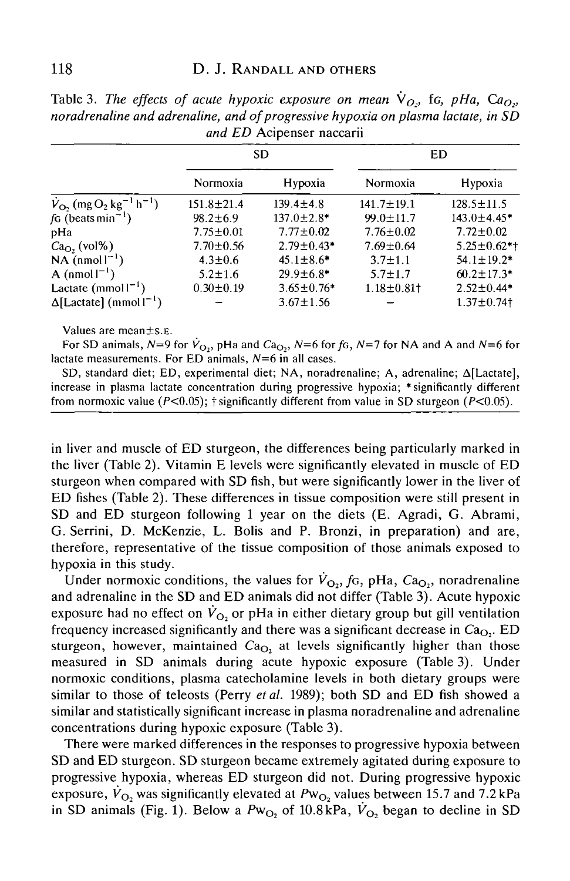Table 3. *The effects of acute hypoxic exposure on mean* $\dot{V}_{O_2}$*,* f*G,* pH*a,* C*a*$_{O_2}$*, noradrenaline and adrenaline, and of progressive hypoxia on plasma lactate, in SD and ED* Acipenser naccarii

| | SD | | ED | |
|---|---|---|---|---|
| | Normoxia | Hypoxia | Normoxia | Hypoxia |
| $\dot{V}_{O_2}$ (mg $O_2$ kg$^{-1}$ h$^{-1}$) | 151.8±21.4 | 139.4±4.8 | 141.7±19.1 | 128.5±11.5 |
| *f*G (beats min$^{-1}$) | 98.2±6.9 | 137.0±2.8* | 99.0±11.7 | 143.0±4.45* |
| pHa | 7.75±0.01 | 7.77±0.02 | 7.76±0.02 | 7.72±0.02 |
| $Ca_{O_2}$ (vol%) | 7.70±0.56 | 2.79±0.43* | 7.69±0.64 | 5.25±0.62*† |
| NA (nmol l$^{-1}$) | 4.3±0.6 | 45.1±8.6* | 3.7±1.1 | 54.1±19.2* |
| A (nmol l$^{-1}$) | 5.2±1.6 | 29.9±6.8* | 5.7±1.7 | 60.2±17.3* |
| Lactate (mmol l$^{-1}$) | 0.30±0.19 | 3.65±0.76* | 1.18±0.81† | 2.52±0.44* |
| Δ[Lactate] (mmol l$^{-1}$) | – | 3.67±1.56 | – | 1.37±0.74† |

Values are mean±s.e.

For SD animals, $N$=9 for $\dot{V}_{O_2}$, pHa and $Ca_{O_2}$, $N$=6 for *f*G, $N$=7 for NA and A and $N$=6 for lactate measurements. For ED animals, $N$=6 in all cases.

SD, standard diet; ED, experimental diet; NA, noradrenaline; A, adrenaline; Δ[Lactate], increase in plasma lactate concentration during progressive hypoxia; * significantly different from normoxic value ($P$<0.05); † significantly different from value in SD sturgeon ($P$<0.05).

in liver and muscle of ED sturgeon, the differences being particularly marked in the liver (Table 2). Vitamin E levels were significantly elevated in muscle of ED sturgeon when compared with SD fish, but were significantly lower in the liver of ED fishes (Table 2). These differences in tissue composition were still present in SD and ED sturgeon following 1 year on the diets (E. Agradi, G. Abrami, G. Serrini, D. McKenzie, L. Bolis and P. Bronzi, in preparation) and are, therefore, representative of the tissue composition of those animals exposed to hypoxia in this study.

Under normoxic conditions, the values for $\dot{V}_{O_2}$, *f*G, pHa, $Ca_{O_2}$, noradrenaline and adrenaline in the SD and ED animals did not differ (Table 3). Acute hypoxic exposure had no effect on $\dot{V}_{O_2}$ or pHa in either dietary group but gill ventilation frequency increased significantly and there was a significant decrease in $Ca_{O_2}$. ED sturgeon, however, maintained $Ca_{O_2}$ at levels significantly higher than those measured in SD animals during acute hypoxic exposure (Table 3). Under normoxic conditions, plasma catecholamine levels in both dietary groups were similar to those of teleosts (Perry *et al.* 1989); both SD and ED fish showed a similar and statistically significant increase in plasma noradrenaline and adrenaline concentrations during hypoxic exposure (Table 3).

There were marked differences in the responses to progressive hypoxia between SD and ED sturgeon. SD sturgeon became extremely agitated during exposure to progressive hypoxia, whereas ED sturgeon did not. During progressive hypoxic exposure, $\dot{V}_{O_2}$ was significantly elevated at $Pw_{O_2}$ values between 15.7 and 7.2 kPa in SD animals (Fig. 1). Below a $Pw_{O_2}$ of 10.8 kPa, $\dot{V}_{O_2}$ began to decline in SD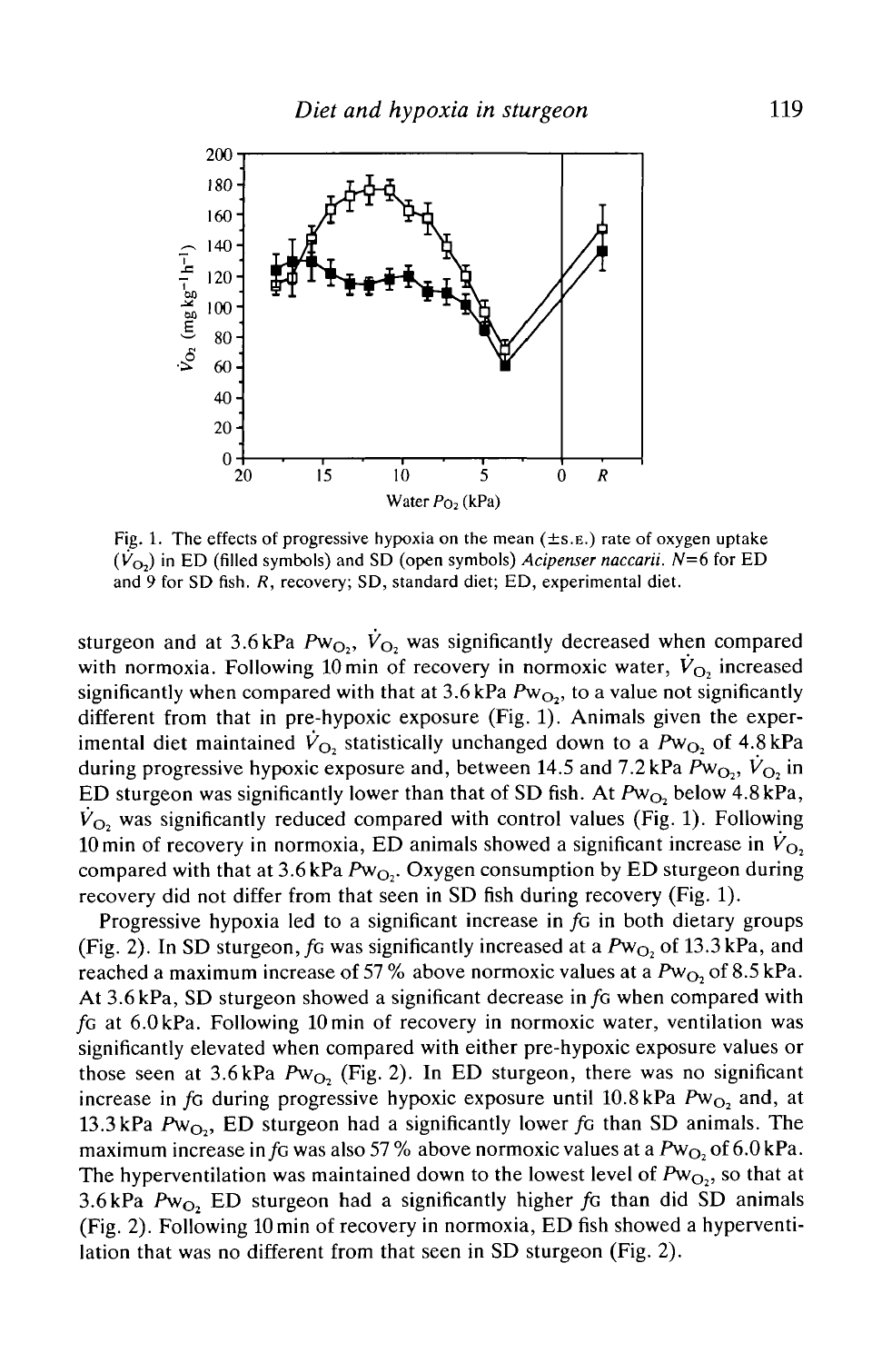Fig. 1. The effects of progressive hypoxia on the mean (±S.E.) rate of oxygen uptake ($\dot{V}_{O_2}$) in ED (filled symbols) and SD (open symbols) *Acipenser naccarii*. $N$=6 for ED and 9 for SD fish. *R*, recovery; SD, standard diet; ED, experimental diet.

sturgeon and at 3.6 kPa $P_{W_{O_2}}$, $\dot{V}_{O_2}$ was significantly decreased when compared with normoxia. Following 10 min of recovery in normoxic water, $\dot{V}_{O_2}$ increased significantly when compared with that at 3.6 kPa $P_{W_{O_2}}$, to a value not significantly different from that in pre-hypoxic exposure (Fig. 1). Animals given the experimental diet maintained $\dot{V}_{O_2}$ statistically unchanged down to a $P_{W_{O_2}}$ of 4.8 kPa during progressive hypoxic exposure and, between 14.5 and 7.2 kPa $P_{W_{O_2}}$, $\dot{V}_{O_2}$ in ED sturgeon was significantly lower than that of SD fish. At $P_{W_{O_2}}$ below 4.8 kPa, $\dot{V}_{O_2}$ was significantly reduced compared with control values (Fig. 1). Following 10 min of recovery in normoxia, ED animals showed a significant increase in $\dot{V}_{O_2}$ compared with that at 3.6 kPa $P_{W_{O_2}}$. Oxygen consumption by ED sturgeon during recovery did not differ from that seen in SD fish during recovery (Fig. 1).

Progressive hypoxia led to a significant increase in $f_G$ in both dietary groups (Fig. 2). In SD sturgeon, $f_G$ was significantly increased at a $P_{W_{O_2}}$ of 13.3 kPa, and reached a maximum increase of 57 % above normoxic values at a $P_{W_{O_2}}$ of 8.5 kPa. At 3.6 kPa, SD sturgeon showed a significant decrease in $f_G$ when compared with $f_G$ at 6.0 kPa. Following 10 min of recovery in normoxic water, ventilation was significantly elevated when compared with either pre-hypoxic exposure values or those seen at 3.6 kPa $P_{W_{O_2}}$ (Fig. 2). In ED sturgeon, there was no significant increase in $f_G$ during progressive hypoxic exposure until 10.8 kPa $P_{W_{O_2}}$ and, at 13.3 kPa $P_{W_{O_2}}$, ED sturgeon had a significantly lower $f_G$ than SD animals. The maximum increase in $f_G$ was also 57 % above normoxic values at a $P_{W_{O_2}}$ of 6.0 kPa. The hyperventilation was maintained down to the lowest level of $P_{W_{O_2}}$, so that at 3.6 kPa $P_{W_{O_2}}$ ED sturgeon had a significantly higher $f_G$ than did SD animals (Fig. 2). Following 10 min of recovery in normoxia, ED fish showed a hyperventilation that was no different from that seen in SD sturgeon (Fig. 2).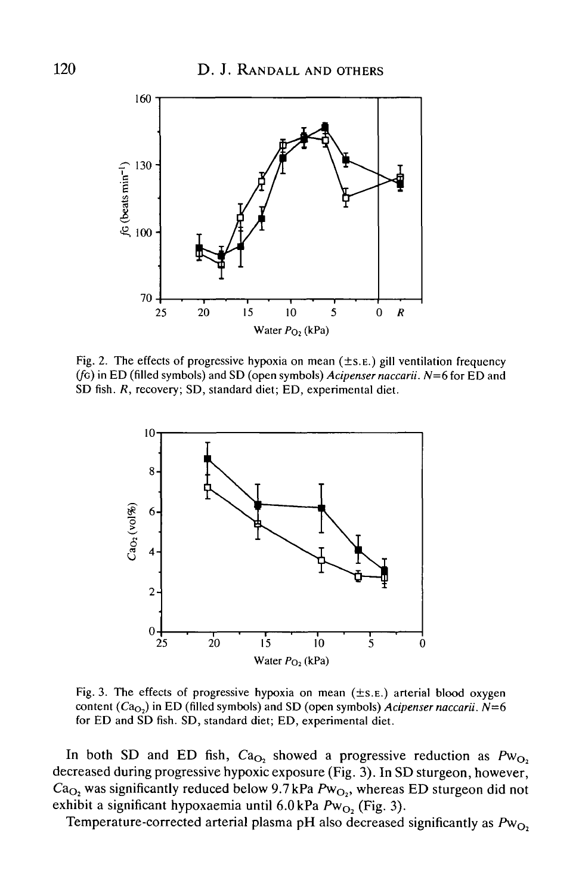Fig. 2. The effects of progressive hypoxia on mean (±S.E.) gill ventilation frequency ($f_G$) in ED (filled symbols) and SD (open symbols) *Acipenser naccarii*. $N$=6 for ED and SD fish. *R*, recovery; SD, standard diet; ED, experimental diet.

Fig. 3. The effects of progressive hypoxia on mean (±S.E.) arterial blood oxygen content ($Ca_{O_2}$) in ED (filled symbols) and SD (open symbols) *Acipenser naccarii*. $N$=6 for ED and SD fish. SD, standard diet; ED, experimental diet.

In both SD and ED fish, $Ca_{O_2}$ showed a progressive reduction as $Pw_{O_2}$ decreased during progressive hypoxic exposure (Fig. 3). In SD sturgeon, however, $Ca_{O_2}$ was significantly reduced below 9.7 kPa $Pw_{O_2}$, whereas ED sturgeon did not exhibit a significant hypoxaemia until 6.0 kPa $Pw_{O_2}$ (Fig. 3).

Temperature-corrected arterial plasma pH also decreased significantly as $Pw_{O_2}$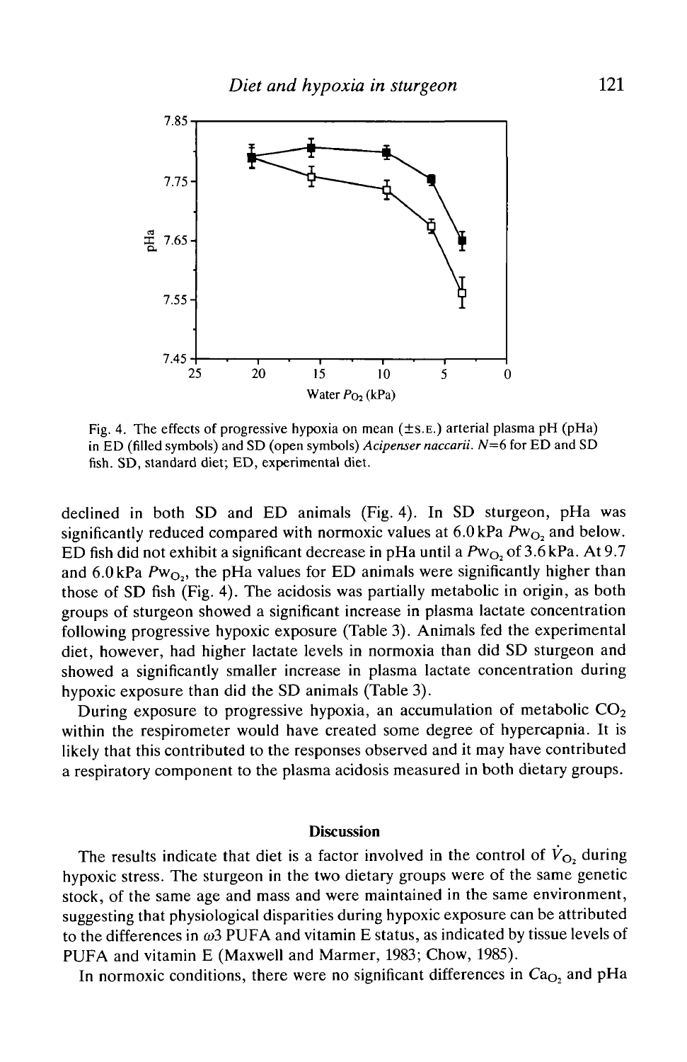Fig. 4. The effects of progressive hypoxia on mean (±S.E.) arterial plasma pH (pHa) in ED (filled symbols) and SD (open symbols) *Acipenser naccarii*. $N$=6 for ED and SD fish. SD, standard diet; ED, experimental diet.

declined in both SD and ED animals (Fig. 4). In SD sturgeon, pHa was significantly reduced compared with normoxic values at 6.0 kPa $Pw_{O_2}$ and below. ED fish did not exhibit a significant decrease in pHa until a $Pw_{O_2}$ of 3.6 kPa. At 9.7 and 6.0 kPa $Pw_{O_2}$, the pHa values for ED animals were significantly higher than those of SD fish (Fig. 4). The acidosis was partially metabolic in origin, as both groups of sturgeon showed a significant increase in plasma lactate concentration following progressive hypoxic exposure (Table 3). Animals fed the experimental diet, however, had higher lactate levels in normoxia than did SD sturgeon and showed a significantly smaller increase in plasma lactate concentration during hypoxic exposure than did the SD animals (Table 3).

During exposure to progressive hypoxia, an accumulation of metabolic $CO_2$ within the respirometer would have created some degree of hypercapnia. It is likely that this contributed to the responses observed and it may have contributed a respiratory component to the plasma acidosis measured in both dietary groups.

## Discussion

The results indicate that diet is a factor involved in the control of $\dot{V}_{O_2}$ during hypoxic stress. The sturgeon in the two dietary groups were of the same genetic stock, of the same age and mass and were maintained in the same environment, suggesting that physiological disparities during hypoxic exposure can be attributed to the differences in ω3 PUFA and vitamin E status, as indicated by tissue levels of PUFA and vitamin E (Maxwell and Marmer, 1983; Chow, 1985).

In normoxic conditions, there were no significant differences in $Ca_{O_2}$ and pHa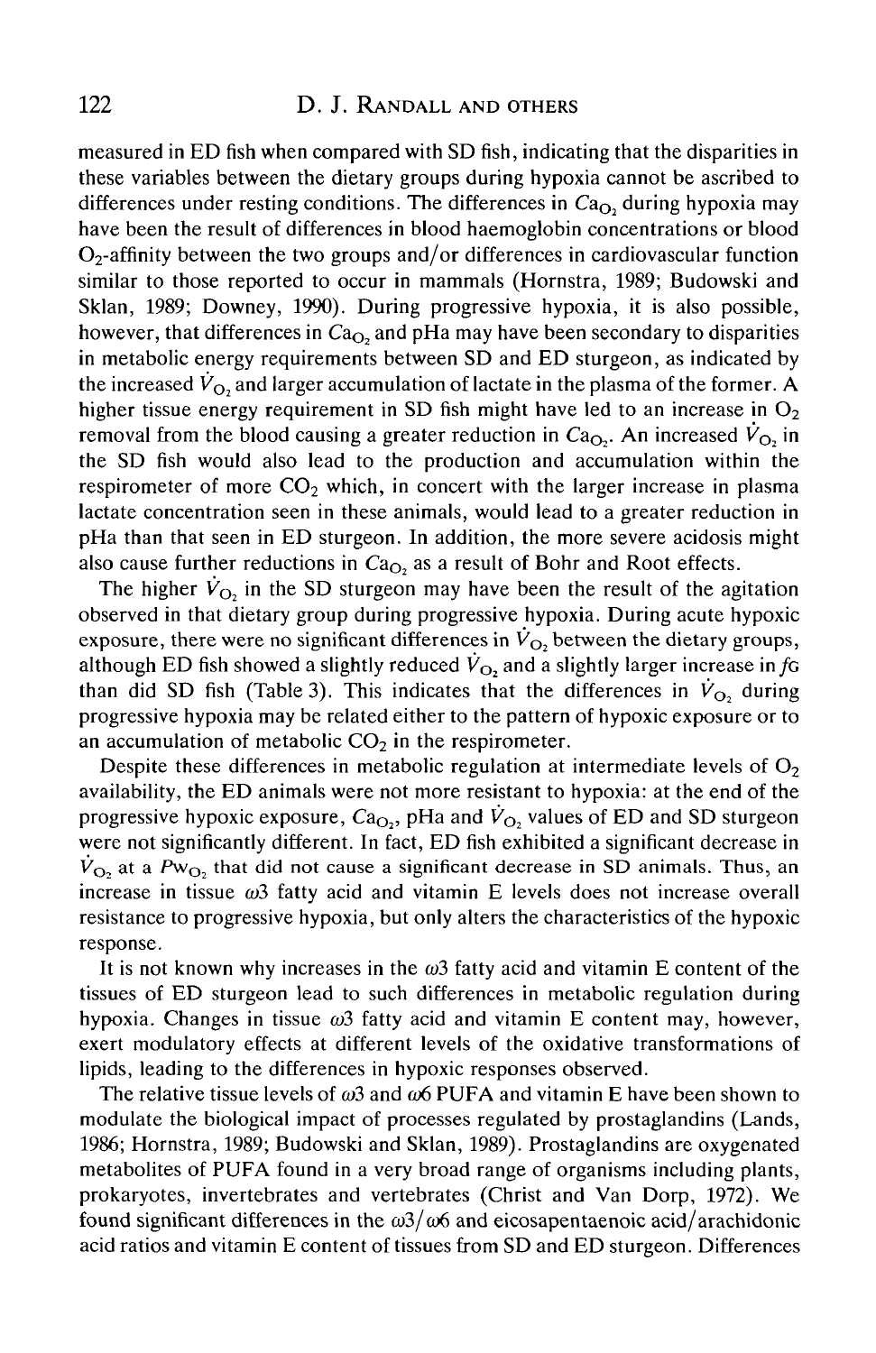measured in ED fish when compared with SD fish, indicating that the disparities in these variables between the dietary groups during hypoxia cannot be ascribed to differences under resting conditions. The differences in $Ca_{O_2}$ during hypoxia may have been the result of differences in blood haemoglobin concentrations or blood $O_2$-affinity between the two groups and/or differences in cardiovascular function similar to those reported to occur in mammals (Hornstra, 1989; Budowski and Sklan, 1989; Downey, 1990). During progressive hypoxia, it is also possible, however, that differences in $Ca_{O_2}$ and pHa may have been secondary to disparities in metabolic energy requirements between SD and ED sturgeon, as indicated by the increased $\dot{V}_{O_2}$ and larger accumulation of lactate in the plasma of the former. A higher tissue energy requirement in SD fish might have led to an increase in $O_2$ removal from the blood causing a greater reduction in $Ca_{O_2}$. An increased $\dot{V}_{O_2}$ in the SD fish would also lead to the production and accumulation within the respirometer of more $CO_2$ which, in concert with the larger increase in plasma lactate concentration seen in these animals, would lead to a greater reduction in pHa than that seen in ED sturgeon. In addition, the more severe acidosis might also cause further reductions in $Ca_{O_2}$ as a result of Bohr and Root effects.

The higher $\dot{V}_{O_2}$ in the SD sturgeon may have been the result of the agitation observed in that dietary group during progressive hypoxia. During acute hypoxic exposure, there were no significant differences in $\dot{V}_{O_2}$ between the dietary groups, although ED fish showed a slightly reduced $\dot{V}_{O_2}$ and a slightly larger increase in *f*G than did SD fish (Table 3). This indicates that the differences in $\dot{V}_{O_2}$ during progressive hypoxia may be related either to the pattern of hypoxic exposure or to an accumulation of metabolic $CO_2$ in the respirometer.

Despite these differences in metabolic regulation at intermediate levels of $O_2$ availability, the ED animals were not more resistant to hypoxia: at the end of the progressive hypoxic exposure, $Ca_{O_2}$, pHa and $\dot{V}_{O_2}$ values of ED and SD sturgeon were not significantly different. In fact, ED fish exhibited a significant decrease in $\dot{V}_{O_2}$ at a $Pw_{O_2}$ that did not cause a significant decrease in SD animals. Thus, an increase in tissue $\omega 3$ fatty acid and vitamin E levels does not increase overall resistance to progressive hypoxia, but only alters the characteristics of the hypoxic response.

It is not known why increases in the $\omega 3$ fatty acid and vitamin E content of the tissues of ED sturgeon lead to such differences in metabolic regulation during hypoxia. Changes in tissue $\omega 3$ fatty acid and vitamin E content may, however, exert modulatory effects at different levels of the oxidative transformations of lipids, leading to the differences in hypoxic responses observed.

The relative tissue levels of $\omega 3$ and $\omega 6$ PUFA and vitamin E have been shown to modulate the biological impact of processes regulated by prostaglandins (Lands, 1986; Hornstra, 1989; Budowski and Sklan, 1989). Prostaglandins are oxygenated metabolites of PUFA found in a very broad range of organisms including plants, prokaryotes, invertebrates and vertebrates (Christ and Van Dorp, 1972). We found significant differences in the $\omega 3/\omega 6$ and eicosapentaenoic acid/arachidonic acid ratios and vitamin E content of tissues from SD and ED sturgeon. Differences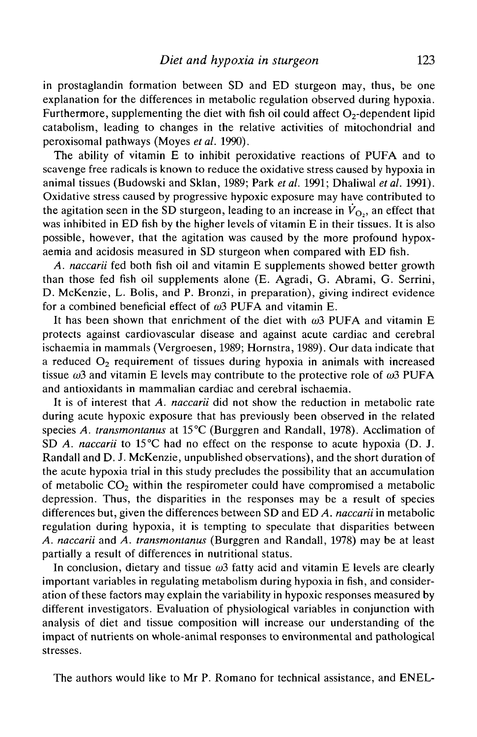in prostaglandin formation between SD and ED sturgeon may, thus, be one explanation for the differences in metabolic regulation observed during hypoxia. Furthermore, supplementing the diet with fish oil could affect $O_2$-dependent lipid catabolism, leading to changes in the relative activities of mitochondrial and peroxisomal pathways (Moyes *et al.* 1990).

The ability of vitamin E to inhibit peroxidative reactions of PUFA and to scavenge free radicals is known to reduce the oxidative stress caused by hypoxia in animal tissues (Budowski and Sklan, 1989; Park *et al.* 1991; Dhaliwal *et al.* 1991). Oxidative stress caused by progressive hypoxic exposure may have contributed to the agitation seen in the SD sturgeon, leading to an increase in $\dot{V}_{O_2}$, an effect that was inhibited in ED fish by the higher levels of vitamin E in their tissues. It is also possible, however, that the agitation was caused by the more profound hypoxaemia and acidosis measured in SD sturgeon when compared with ED fish.

*A. naccarii* fed both fish oil and vitamin E supplements showed better growth than those fed fish oil supplements alone (E. Agradi, G. Abrami, G. Serrini, D. McKenzie, L. Bolis, and P. Bronzi, in preparation), giving indirect evidence for a combined beneficial effect of $\omega3$ PUFA and vitamin E.

It has been shown that enrichment of the diet with $\omega3$ PUFA and vitamin E protects against cardiovascular disease and against acute cardiac and cerebral ischaemia in mammals (Vergroesen, 1989; Hornstra, 1989). Our data indicate that a reduced $O_2$ requirement of tissues during hypoxia in animals with increased tissue $\omega3$ and vitamin E levels may contribute to the protective role of $\omega3$ PUFA and antioxidants in mammalian cardiac and cerebral ischaemia.

It is of interest that *A. naccarii* did not show the reduction in metabolic rate during acute hypoxic exposure that has previously been observed in the related species *A. transmontanus* at 15°C (Burggren and Randall, 1978). Acclimation of SD *A. naccarii* to 15°C had no effect on the response to acute hypoxia (D. J. Randall and D. J. McKenzie, unpublished observations), and the short duration of the acute hypoxia trial in this study precludes the possibility that an accumulation of metabolic $CO_2$ within the respirometer could have compromised a metabolic depression. Thus, the disparities in the responses may be a result of species differences but, given the differences between SD and ED *A. naccarii* in metabolic regulation during hypoxia, it is tempting to speculate that disparities between *A. naccarii* and *A. transmontanus* (Burggren and Randall, 1978) may be at least partially a result of differences in nutritional status.

In conclusion, dietary and tissue $\omega3$ fatty acid and vitamin E levels are clearly important variables in regulating metabolism during hypoxia in fish, and consideration of these factors may explain the variability in hypoxic responses measured by different investigators. Evaluation of physiological variables in conjunction with analysis of diet and tissue composition will increase our understanding of the impact of nutrients on whole-animal responses to environmental and pathological stresses.

The authors would like to Mr P. Romano for technical assistance, and ENEL-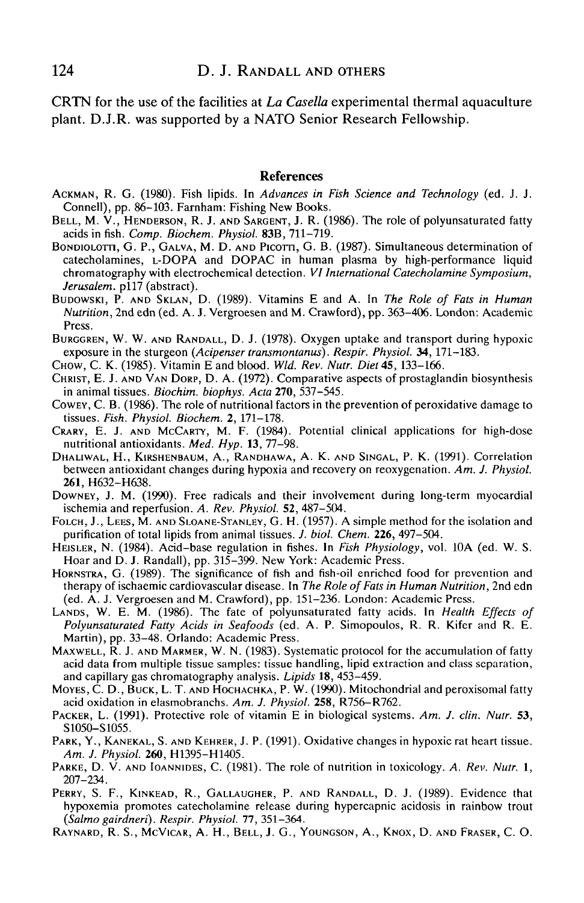CRTN for the use of the facilities at *La Casella* experimental thermal aquaculture plant. D.J.R. was supported by a NATO Senior Research Fellowship.

## References

Ackman, R. G. (1980). Fish lipids. In *Advances in Fish Science and Technology* (ed. J. J. Connell), pp. 86–103. Farnham: Fishing New Books.

Bell, M. V., Henderson, R. J. and Sargent, J. R. (1986). The role of polyunsaturated fatty acids in fish. *Comp. Biochem. Physiol.* **83B**, 711–719.

Bondiolotti, G. P., Galva, M. D. and Picotti, G. B. (1987). Simultaneous determination of catecholamines, L-DOPA and DOPAC in human plasma by high-performance liquid chromatography with electrochemical detection. *VI International Catecholamine Symposium, Jerusalem.* p117 (abstract).

Budowski, P. and Sklan, D. (1989). Vitamins E and A. In *The Role of Fats in Human Nutrition*, 2nd edn (ed. A. J. Vergroesen and M. Crawford), pp. 363–406. London: Academic Press.

Burggren, W. W. and Randall, D. J. (1978). Oxygen uptake and transport during hypoxic exposure in the sturgeon (*Acipenser transmontanus*). *Respir. Physiol.* **34**, 171–183.

Chow, C. K. (1985). Vitamin E and blood. *Wld. Rev. Nutr. Diet* **45**, 133–166.

Christ, E. J. and Van Dorp, D. A. (1972). Comparative aspects of prostaglandin biosynthesis in animal tissues. *Biochim. biophys. Acta* **270**, 537–545.

Cowey, C. B. (1986). The role of nutritional factors in the prevention of peroxidative damage to tissues. *Fish. Physiol. Biochem.* **2**, 171–178.

Crary, E. J. and McCarty, M. F. (1984). Potential clinical applications for high-dose nutritional antioxidants. *Med. Hyp.* **13**, 77–98.

Dhaliwal, H., Kirshenbaum, A., Randhawa, A. K. and Singal, P. K. (1991). Correlation between antioxidant changes during hypoxia and recovery on reoxygenation. *Am. J. Physiol.* **261**, H632–H638.

Downey, J. M. (1990). Free radicals and their involvement during long-term myocardial ischemia and reperfusion. *A. Rev. Physiol.* **52**, 487–504.

Folch, J., Lees, M. and Sloane-Stanley, G. H. (1957). A simple method for the isolation and purification of total lipids from animal tissues. *J. biol. Chem.* **226**, 497–504.

Heisler, N. (1984). Acid–base regulation in fishes. In *Fish Physiology*, vol. 10A (ed. W. S. Hoar and D. J. Randall), pp. 315–399. New York: Academic Press.

Hornstra, G. (1989). The significance of fish and fish-oil enriched food for prevention and therapy of ischaemic cardiovascular disease. In *The Role of Fats in Human Nutrition*, 2nd edn (ed. A. J. Vergroesen and M. Crawford), pp. 151–236. London: Academic Press.

Lands, W. E. M. (1986). The fate of polyunsaturated fatty acids. In *Health Effects of Polyunsaturated Fatty Acids in Seafoods* (ed. A. P. Simopoulos, R. R. Kifer and R. E. Martin), pp. 33–48. Orlando: Academic Press.

Maxwell, R. J. and Marmer, W. N. (1983). Systematic protocol for the accumulation of fatty acid data from multiple tissue samples: tissue handling, lipid extraction and class separation, and capillary gas chromatography analysis. *Lipids* **18**, 453–459.

Moyes, C. D., Buck, L. T. and Hochachka, P. W. (1990). Mitochondrial and peroxisomal fatty acid oxidation in elasmobranchs. *Am. J. Physiol.* **258**, R756–R762.

Packer, L. (1991). Protective role of vitamin E in biological systems. *Am. J. clin. Nutr.* **53**, S1050–S1055.

Park, Y., Kanekal, S. and Kehrer, J. P. (1991). Oxidative changes in hypoxic rat heart tissue. *Am. J. Physiol.* **260**, H1395–H1405.

Parke, D. V. and Ioannides, C. (1981). The role of nutrition in toxicology. *A. Rev. Nutr.* **1**, 207–234.

Perry, S. F., Kinkead, R., Gallaugher, P. and Randall, D. J. (1989). Evidence that hypoxemia promotes catecholamine release during hypercapnic acidosis in rainbow trout (*Salmo gairdneri*). *Respir. Physiol.* **77**, 351–364.

Raynard, R. S., McVicar, A. H., Bell, J. G., Youngson, A., Knox, D. and Fraser, C. O.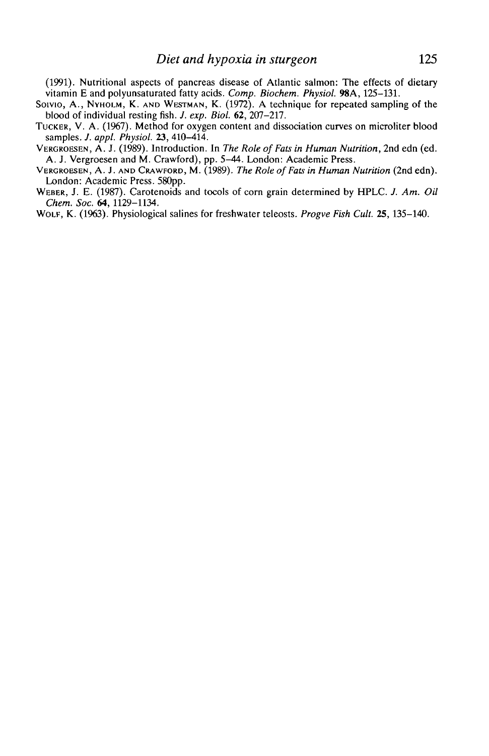(1991). Nutritional aspects of pancreas disease of Atlantic salmon: The effects of dietary vitamin E and polyunsaturated fatty acids. *Comp. Biochem. Physiol.* **98A**, 125–131.

SOIVIO, A., NYHOLM, K. AND WESTMAN, K. (1972). A technique for repeated sampling of the blood of individual resting fish. *J. exp. Biol.* **62**, 207–217.

TUCKER, V. A. (1967). Method for oxygen content and dissociation curves on microliter blood samples. *J. appl. Physiol.* **23**, 410–414.

VERGROESEN, A. J. (1989). Introduction. In *The Role of Fats in Human Nutrition*, 2nd edn (ed. A. J. Vergroesen and M. Crawford), pp. 5–44. London: Academic Press.

VERGROESEN, A. J. AND CRAWFORD, M. (1989). *The Role of Fats in Human Nutrition* (2nd edn). London: Academic Press. 580pp.

WEBER, J. E. (1987). Carotenoids and tocols of corn grain determined by HPLC. *J. Am. Oil Chem. Soc.* **64**, 1129–1134.

WOLF, K. (1963). Physiological salines for freshwater teleosts. *Progve Fish Cult.* **25**, 135–140.